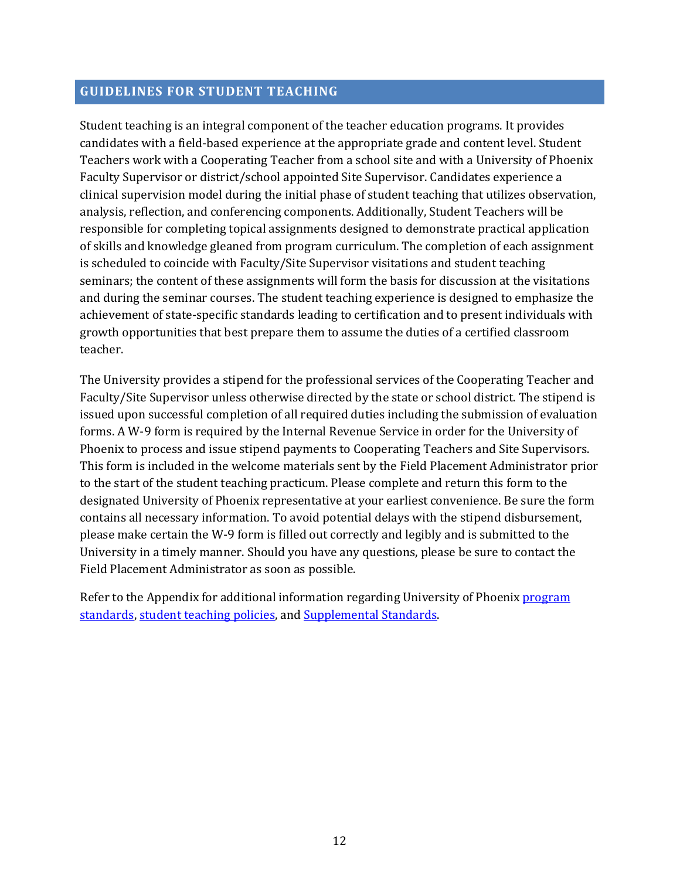## GUIDELINES FOR STUDENT TEACHING

Student teaching is an integral component of the teacher education programs. It provides candidates with a field-based experience at the appropriate grade and content level. Student Teachers work with a Cooperating Teacher from a school site and with a University of Phoenix Faculty Supervisor or district/school appointed Site Supervisor. Candidates experience a clinical supervision model during the initial phase of student teaching that utilizes observation, analysis, reflection, and conferencing components. Additionally, Student Teachers will be responsible for completing topical assignments designed to demonstrate practical application of skills and knowledge gleaned from program curriculum. The completion of each assignment is scheduled to coincide with Faculty/Site Supervisor visitations and student teaching seminars; the content of these assignments will form the basis for discussion at the visitations and during the seminar courses. The student teaching experience is designed to emphasize the achievement of state-specific standards leading to certification and to present individuals with growth opportunities that best prepare them to assume the duties of a certified classroom teacher.

The University provides a stipend for the professional services of the Cooperating Teacher and Faculty/Site Supervisor unless otherwise directed by the state or school district. The stipend is issued upon successful completion of all required duties including the submission of evaluation forms. A W-9 form is required by the Internal Revenue Service in order for the University of Phoenix to process and issue stipend payments to Cooperating Teachers and Site Supervisors. This form is included in the welcome materials sent by the Field Placement Administrator prior to the start of the student teaching practicum. Please complete and return this form to the designated University of Phoenix representative at your earliest convenience. Be sure the form contains all necessary information. To avoid potential delays with the stipend disbursement, please make certain the W-9 form is filled out correctly and legibly and is submitted to the University in a timely manner. Should you have any questions, please be sure to contact the Field Placement Administrator as soon as possible.

Refer to the Appendix for additional information regarding University of Phoenix program standards, student teaching policies, and Supplemental Standards.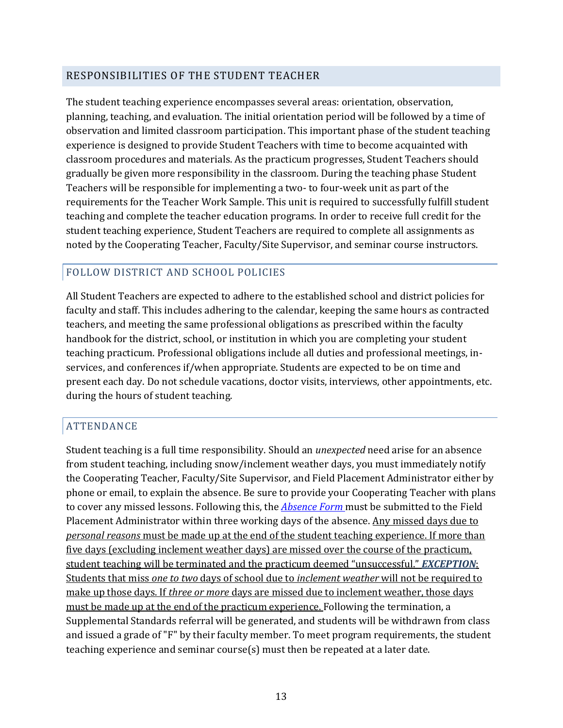## RESPONSIBILITIES OF THE STUDENT TEACHER

The student teaching experience encompasses several areas: orientation, observation, planning, teaching, and evaluation. The initial orientation period will be followed by a time of observation and limited classroom participation. This important phase of the student teaching experience is designed to provide Student Teachers with time to become acquainted with classroom procedures and materials. As the practicum progresses, Student Teachers should gradually be given more responsibility in the classroom. During the teaching phase Student Teachers will be responsible for implementing a two- to four-week unit as part of the requirements for the Teacher Work Sample. This unit is required to successfully fulfill student teaching and complete the teacher education programs. In order to receive full credit for the student teaching experience, Student Teachers are required to complete all assignments as noted by the Cooperating Teacher, Faculty/Site Supervisor, and seminar course instructors.

### FOLLOW DISTRICT AND SCHOOL POLICIES

All Student Teachers are expected to adhere to the established school and district policies for faculty and staff. This includes adhering to the calendar, keeping the same hours as contracted teachers, and meeting the same professional obligations as prescribed within the faculty handbook for the district, school, or institution in which you are completing your student teaching practicum. Professional obligations include all duties and professional meetings, in-services, and conferences if/when appropriate. Students are expected to be on time and present each day. Do not schedule vacations, doctor visits, interviews, other appointments, etc. during the hours of student teaching.

### ATTENDANCE

Student teaching is a full time responsibility. Should an *unexpected* need arise for an absence from student teaching, including snow/inclement weather days, you must immediately notify the Cooperating Teacher, Faculty/Site Supervisor, and Field Placement Administrator either by phone or email, to explain the absence. Be sure to provide your Cooperating Teacher with plans to cover any missed lessons. Following this, the *Absence Form* must be submitted to the Field Placement Administrator within three working days of the absence. Any missed days due to *personal reasons* must be made up at the end of the student teaching experience. If more than five days (excluding inclement weather days) are missed over the course of the practicum, student teaching will be terminated and the practicum deemed "unsuccessful." ***EXCEPTION***: Students that miss *one to two* days of school due to *inclement weather* will not be required to make up those days. If *three or more* days are missed due to inclement weather, those days must be made up at the end of the practicum experience. Following the termination, a Supplemental Standards referral will be generated, and students will be withdrawn from class and issued a grade of "F" by their faculty member. To meet program requirements, the student teaching experience and seminar course(s) must then be repeated at a later date.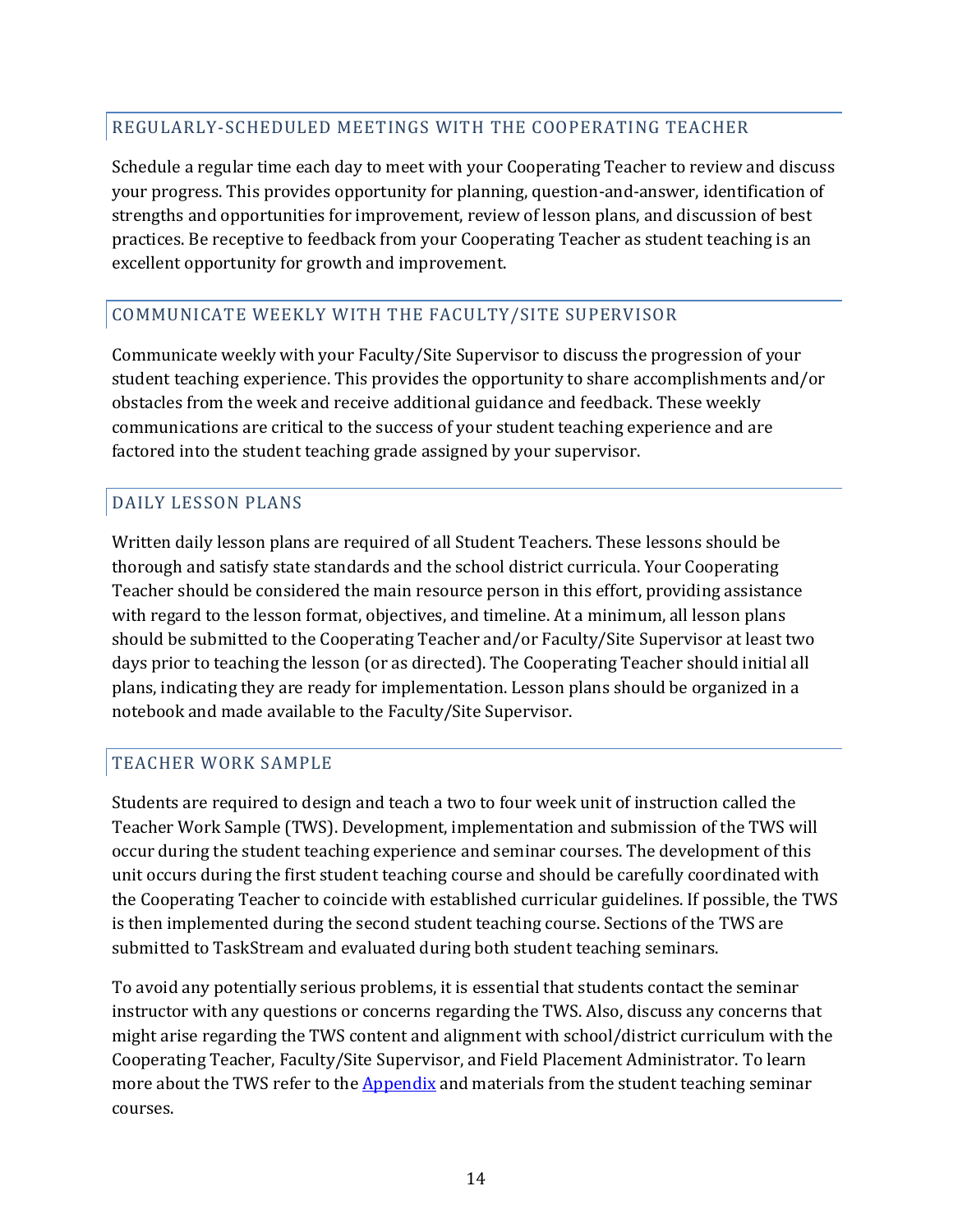## REGULARLY-SCHEDULED MEETINGS WITH THE COOPERATING TEACHER

Schedule a regular time each day to meet with your Cooperating Teacher to review and discuss your progress. This provides opportunity for planning, question-and-answer, identification of strengths and opportunities for improvement, review of lesson plans, and discussion of best practices. Be receptive to feedback from your Cooperating Teacher as student teaching is an excellent opportunity for growth and improvement.

## COMMUNICATE WEEKLY WITH THE FACULTY/SITE SUPERVISOR

Communicate weekly with your Faculty/Site Supervisor to discuss the progression of your student teaching experience. This provides the opportunity to share accomplishments and/or obstacles from the week and receive additional guidance and feedback. These weekly communications are critical to the success of your student teaching experience and are factored into the student teaching grade assigned by your supervisor.

## DAILY LESSON PLANS

Written daily lesson plans are required of all Student Teachers. These lessons should be thorough and satisfy state standards and the school district curricula. Your Cooperating Teacher should be considered the main resource person in this effort, providing assistance with regard to the lesson format, objectives, and timeline. At a minimum, all lesson plans should be submitted to the Cooperating Teacher and/or Faculty/Site Supervisor at least two days prior to teaching the lesson (or as directed). The Cooperating Teacher should initial all plans, indicating they are ready for implementation. Lesson plans should be organized in a notebook and made available to the Faculty/Site Supervisor.

## TEACHER WORK SAMPLE

Students are required to design and teach a two to four week unit of instruction called the Teacher Work Sample (TWS). Development, implementation and submission of the TWS will occur during the student teaching experience and seminar courses. The development of this unit occurs during the first student teaching course and should be carefully coordinated with the Cooperating Teacher to coincide with established curricular guidelines. If possible, the TWS is then implemented during the second student teaching course. Sections of the TWS are submitted to TaskStream and evaluated during both student teaching seminars.

To avoid any potentially serious problems, it is essential that students contact the seminar instructor with any questions or concerns regarding the TWS. Also, discuss any concerns that might arise regarding the TWS content and alignment with school/district curriculum with the Cooperating Teacher, Faculty/Site Supervisor, and Field Placement Administrator. To learn more about the TWS refer to the Appendix and materials from the student teaching seminar courses.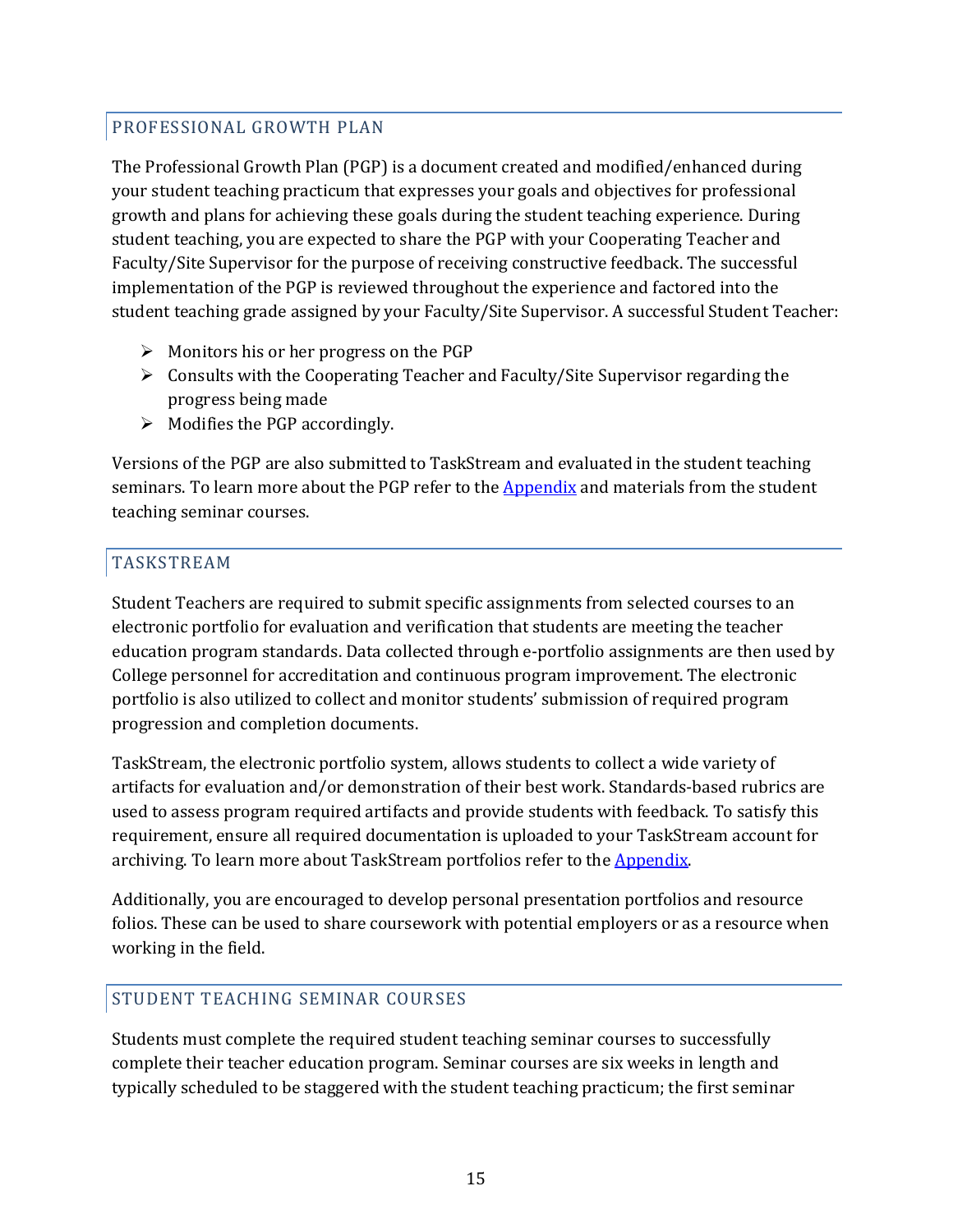## PROFESSIONAL GROWTH PLAN

The Professional Growth Plan (PGP) is a document created and modified/enhanced during your student teaching practicum that expresses your goals and objectives for professional growth and plans for achieving these goals during the student teaching experience. During student teaching, you are expected to share the PGP with your Cooperating Teacher and Faculty/Site Supervisor for the purpose of receiving constructive feedback. The successful implementation of the PGP is reviewed throughout the experience and factored into the student teaching grade assigned by your Faculty/Site Supervisor. A successful Student Teacher:

- Monitors his or her progress on the PGP
- Consults with the Cooperating Teacher and Faculty/Site Supervisor regarding the progress being made
- Modifies the PGP accordingly.

Versions of the PGP are also submitted to TaskStream and evaluated in the student teaching seminars. To learn more about the PGP refer to the Appendix and materials from the student teaching seminar courses.

## TASKSTREAM

Student Teachers are required to submit specific assignments from selected courses to an electronic portfolio for evaluation and verification that students are meeting the teacher education program standards. Data collected through e-portfolio assignments are then used by College personnel for accreditation and continuous program improvement. The electronic portfolio is also utilized to collect and monitor students' submission of required program progression and completion documents.

TaskStream, the electronic portfolio system, allows students to collect a wide variety of artifacts for evaluation and/or demonstration of their best work. Standards-based rubrics are used to assess program required artifacts and provide students with feedback. To satisfy this requirement, ensure all required documentation is uploaded to your TaskStream account for archiving. To learn more about TaskStream portfolios refer to the Appendix.

Additionally, you are encouraged to develop personal presentation portfolios and resource folios. These can be used to share coursework with potential employers or as a resource when working in the field.

## STUDENT TEACHING SEMINAR COURSES

Students must complete the required student teaching seminar courses to successfully complete their teacher education program. Seminar courses are six weeks in length and typically scheduled to be staggered with the student teaching practicum; the first seminar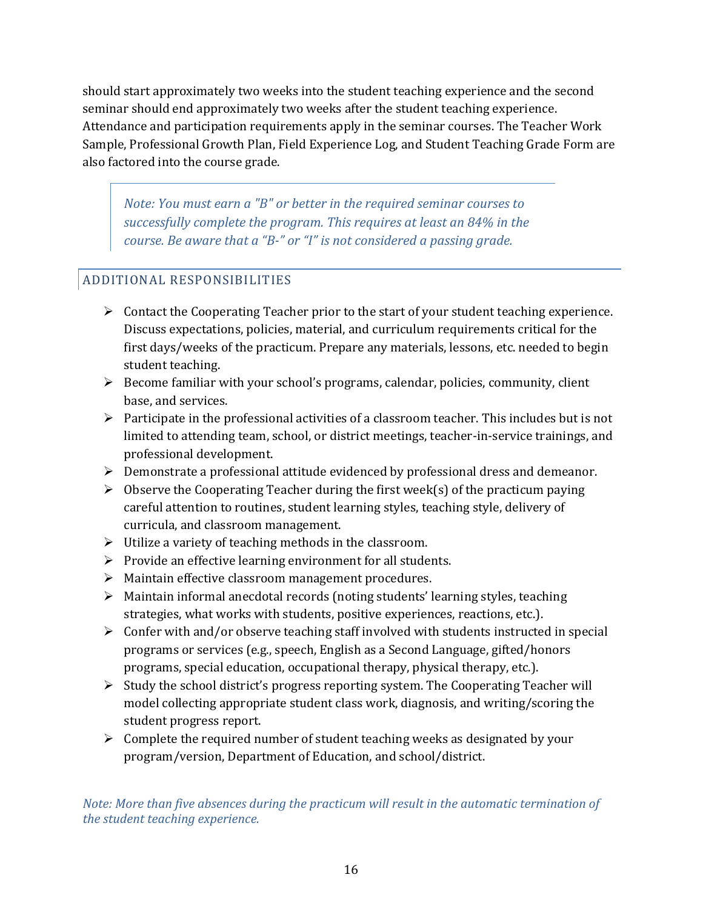should start approximately two weeks into the student teaching experience and the second seminar should end approximately two weeks after the student teaching experience. Attendance and participation requirements apply in the seminar courses. The Teacher Work Sample, Professional Growth Plan, Field Experience Log, and Student Teaching Grade Form are also factored into the course grade.

> *Note: You must earn a "B" or better in the required seminar courses to successfully complete the program. This requires at least an 84% in the course. Be aware that a "B-" or "I" is not considered a passing grade.*

## ADDITIONAL RESPONSIBILITIES

- Contact the Cooperating Teacher prior to the start of your student teaching experience. Discuss expectations, policies, material, and curriculum requirements critical for the first days/weeks of the practicum. Prepare any materials, lessons, etc. needed to begin student teaching.
- Become familiar with your school's programs, calendar, policies, community, client base, and services.
- Participate in the professional activities of a classroom teacher. This includes but is not limited to attending team, school, or district meetings, teacher-in-service trainings, and professional development.
- Demonstrate a professional attitude evidenced by professional dress and demeanor.
- Observe the Cooperating Teacher during the first week(s) of the practicum paying careful attention to routines, student learning styles, teaching style, delivery of curricula, and classroom management.
- Utilize a variety of teaching methods in the classroom.
- Provide an effective learning environment for all students.
- Maintain effective classroom management procedures.
- Maintain informal anecdotal records (noting students' learning styles, teaching strategies, what works with students, positive experiences, reactions, etc.).
- Confer with and/or observe teaching staff involved with students instructed in special programs or services (e.g., speech, English as a Second Language, gifted/honors programs, special education, occupational therapy, physical therapy, etc.).
- Study the school district's progress reporting system. The Cooperating Teacher will model collecting appropriate student class work, diagnosis, and writing/scoring the student progress report.
- Complete the required number of student teaching weeks as designated by your program/version, Department of Education, and school/district.

*Note: More than five absences during the practicum will result in the automatic termination of the student teaching experience.*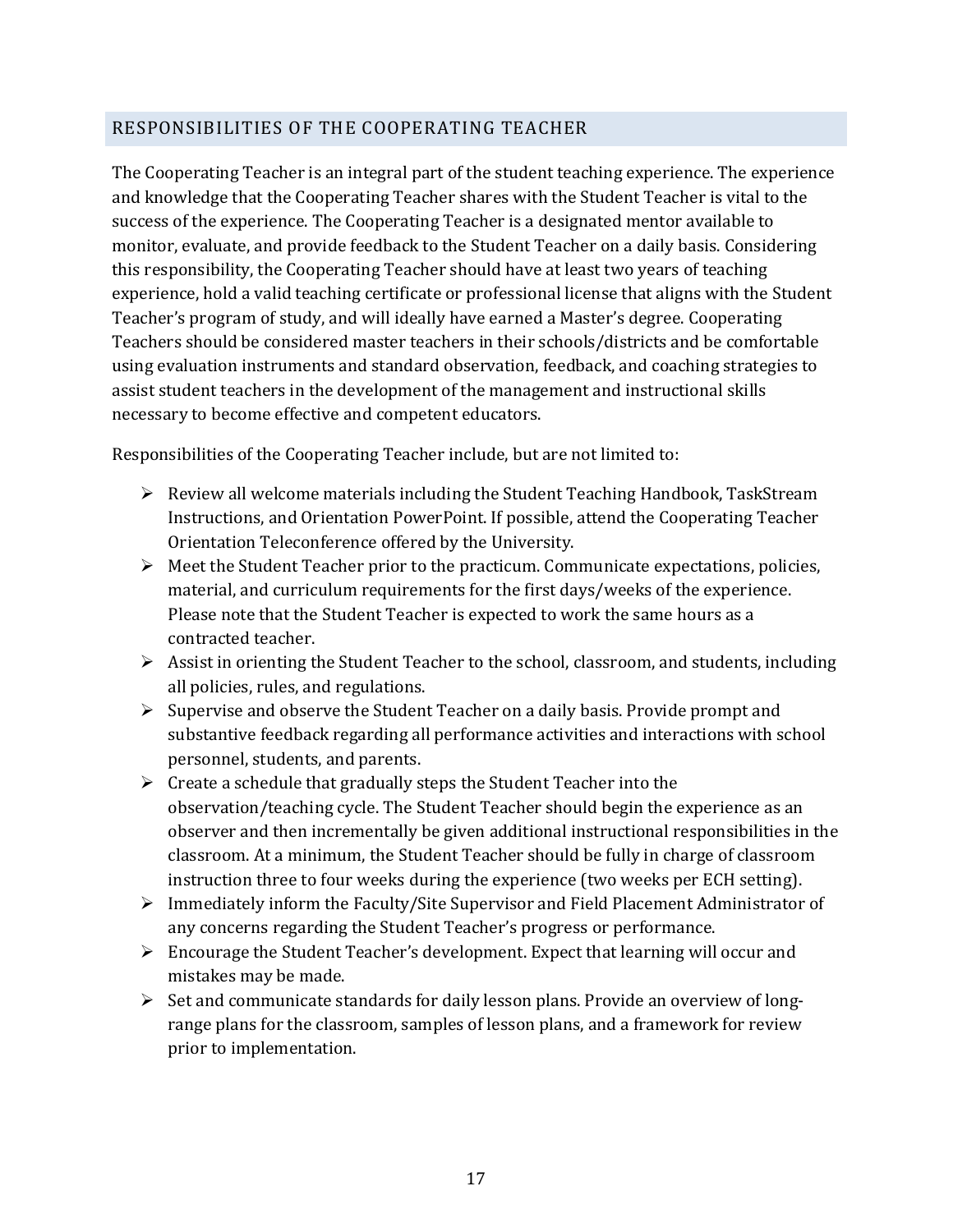## RESPONSIBILITIES OF THE COOPERATING TEACHER

The Cooperating Teacher is an integral part of the student teaching experience. The experience and knowledge that the Cooperating Teacher shares with the Student Teacher is vital to the success of the experience. The Cooperating Teacher is a designated mentor available to monitor, evaluate, and provide feedback to the Student Teacher on a daily basis. Considering this responsibility, the Cooperating Teacher should have at least two years of teaching experience, hold a valid teaching certificate or professional license that aligns with the Student Teacher's program of study, and will ideally have earned a Master's degree. Cooperating Teachers should be considered master teachers in their schools/districts and be comfortable using evaluation instruments and standard observation, feedback, and coaching strategies to assist student teachers in the development of the management and instructional skills necessary to become effective and competent educators.

Responsibilities of the Cooperating Teacher include, but are not limited to:

- Review all welcome materials including the Student Teaching Handbook, TaskStream Instructions, and Orientation PowerPoint. If possible, attend the Cooperating Teacher Orientation Teleconference offered by the University.
- Meet the Student Teacher prior to the practicum. Communicate expectations, policies, material, and curriculum requirements for the first days/weeks of the experience. Please note that the Student Teacher is expected to work the same hours as a contracted teacher.
- Assist in orienting the Student Teacher to the school, classroom, and students, including all policies, rules, and regulations.
- Supervise and observe the Student Teacher on a daily basis. Provide prompt and substantive feedback regarding all performance activities and interactions with school personnel, students, and parents.
- Create a schedule that gradually steps the Student Teacher into the observation/teaching cycle. The Student Teacher should begin the experience as an observer and then incrementally be given additional instructional responsibilities in the classroom. At a minimum, the Student Teacher should be fully in charge of classroom instruction three to four weeks during the experience (two weeks per ECH setting).
- Immediately inform the Faculty/Site Supervisor and Field Placement Administrator of any concerns regarding the Student Teacher's progress or performance.
- Encourage the Student Teacher's development. Expect that learning will occur and mistakes may be made.
- Set and communicate standards for daily lesson plans. Provide an overview of long-range plans for the classroom, samples of lesson plans, and a framework for review prior to implementation.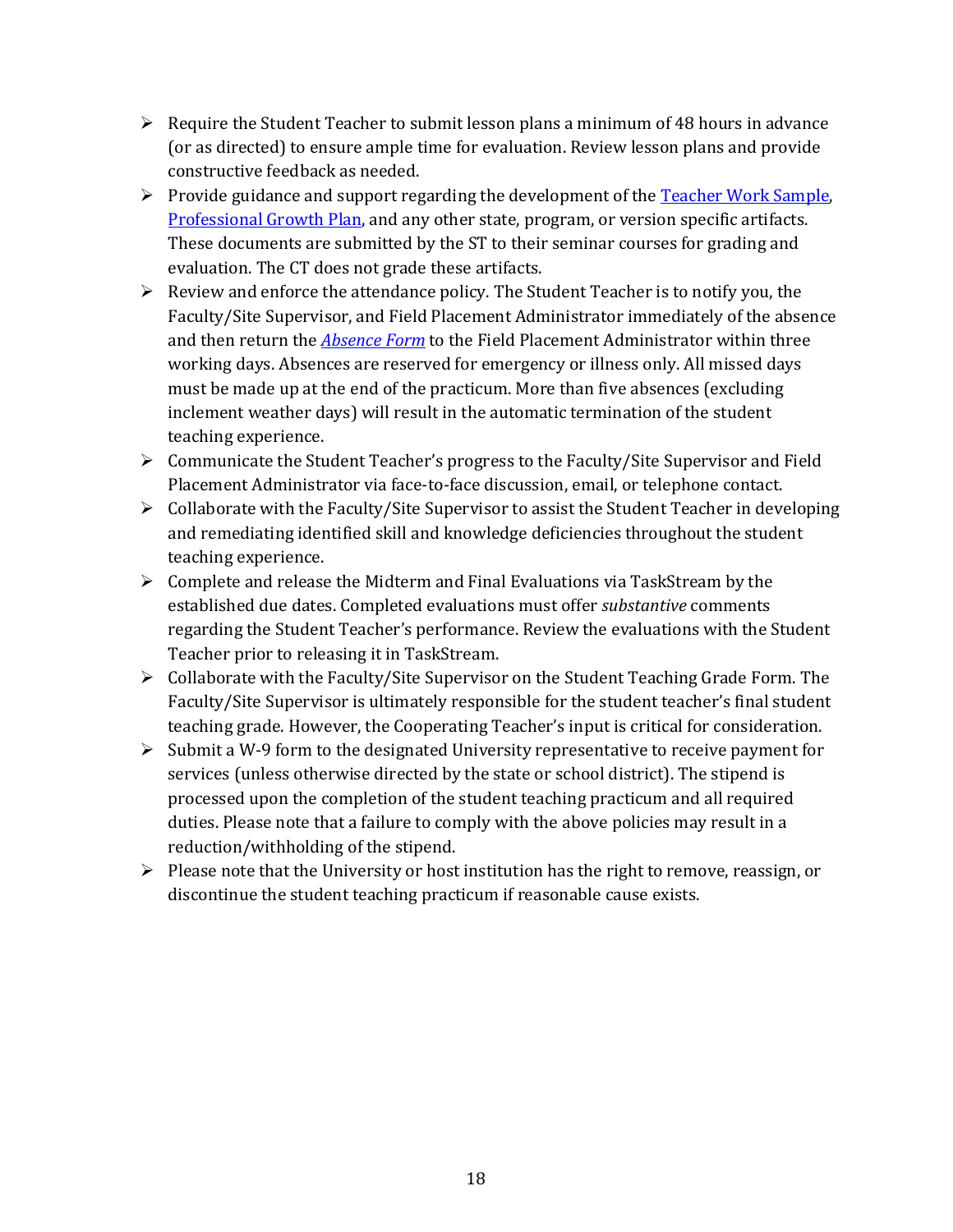- Require the Student Teacher to submit lesson plans a minimum of 48 hours in advance (or as directed) to ensure ample time for evaluation. Review lesson plans and provide constructive feedback as needed.
- Provide guidance and support regarding the development of the Teacher Work Sample, Professional Growth Plan, and any other state, program, or version specific artifacts. These documents are submitted by the ST to their seminar courses for grading and evaluation. The CT does not grade these artifacts.
- Review and enforce the attendance policy. The Student Teacher is to notify you, the Faculty/Site Supervisor, and Field Placement Administrator immediately of the absence and then return the *Absence Form* to the Field Placement Administrator within three working days. Absences are reserved for emergency or illness only. All missed days must be made up at the end of the practicum. More than five absences (excluding inclement weather days) will result in the automatic termination of the student teaching experience.
- Communicate the Student Teacher's progress to the Faculty/Site Supervisor and Field Placement Administrator via face-to-face discussion, email, or telephone contact.
- Collaborate with the Faculty/Site Supervisor to assist the Student Teacher in developing and remediating identified skill and knowledge deficiencies throughout the student teaching experience.
- Complete and release the Midterm and Final Evaluations via TaskStream by the established due dates. Completed evaluations must offer *substantive* comments regarding the Student Teacher's performance. Review the evaluations with the Student Teacher prior to releasing it in TaskStream.
- Collaborate with the Faculty/Site Supervisor on the Student Teaching Grade Form. The Faculty/Site Supervisor is ultimately responsible for the student teacher's final student teaching grade. However, the Cooperating Teacher's input is critical for consideration.
- Submit a W-9 form to the designated University representative to receive payment for services (unless otherwise directed by the state or school district). The stipend is processed upon the completion of the student teaching practicum and all required duties. Please note that a failure to comply with the above policies may result in a reduction/withholding of the stipend.
- Please note that the University or host institution has the right to remove, reassign, or discontinue the student teaching practicum if reasonable cause exists.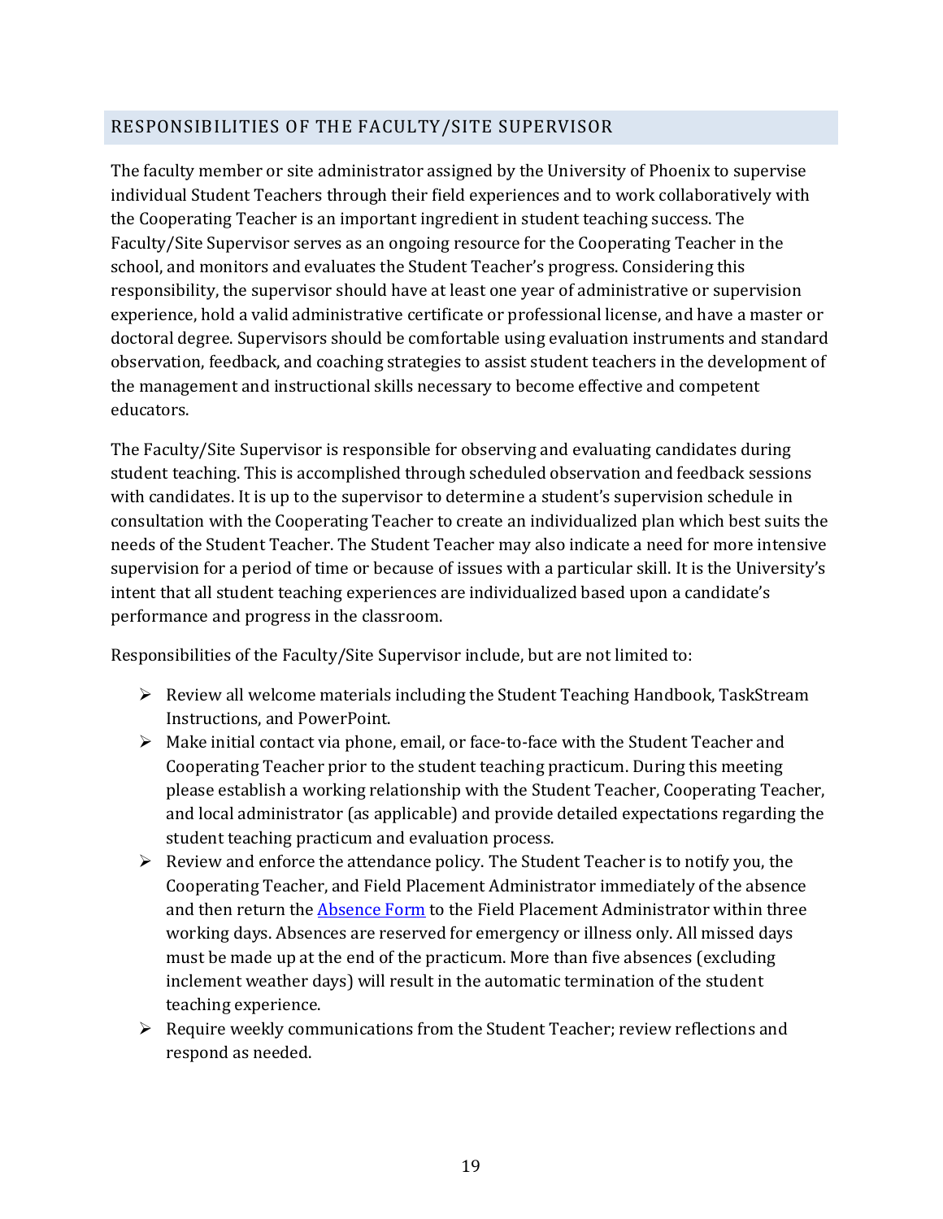## RESPONSIBILITIES OF THE FACULTY/SITE SUPERVISOR

The faculty member or site administrator assigned by the University of Phoenix to supervise individual Student Teachers through their field experiences and to work collaboratively with the Cooperating Teacher is an important ingredient in student teaching success. The Faculty/Site Supervisor serves as an ongoing resource for the Cooperating Teacher in the school, and monitors and evaluates the Student Teacher's progress. Considering this responsibility, the supervisor should have at least one year of administrative or supervision experience, hold a valid administrative certificate or professional license, and have a master or doctoral degree. Supervisors should be comfortable using evaluation instruments and standard observation, feedback, and coaching strategies to assist student teachers in the development of the management and instructional skills necessary to become effective and competent educators.

The Faculty/Site Supervisor is responsible for observing and evaluating candidates during student teaching. This is accomplished through scheduled observation and feedback sessions with candidates. It is up to the supervisor to determine a student's supervision schedule in consultation with the Cooperating Teacher to create an individualized plan which best suits the needs of the Student Teacher. The Student Teacher may also indicate a need for more intensive supervision for a period of time or because of issues with a particular skill. It is the University's intent that all student teaching experiences are individualized based upon a candidate's performance and progress in the classroom.

Responsibilities of the Faculty/Site Supervisor include, but are not limited to:

- Review all welcome materials including the Student Teaching Handbook, TaskStream Instructions, and PowerPoint.
- Make initial contact via phone, email, or face-to-face with the Student Teacher and Cooperating Teacher prior to the student teaching practicum. During this meeting please establish a working relationship with the Student Teacher, Cooperating Teacher, and local administrator (as applicable) and provide detailed expectations regarding the student teaching practicum and evaluation process.
- Review and enforce the attendance policy. The Student Teacher is to notify you, the Cooperating Teacher, and Field Placement Administrator immediately of the absence and then return the Absence Form to the Field Placement Administrator within three working days. Absences are reserved for emergency or illness only. All missed days must be made up at the end of the practicum. More than five absences (excluding inclement weather days) will result in the automatic termination of the student teaching experience.
- Require weekly communications from the Student Teacher; review reflections and respond as needed.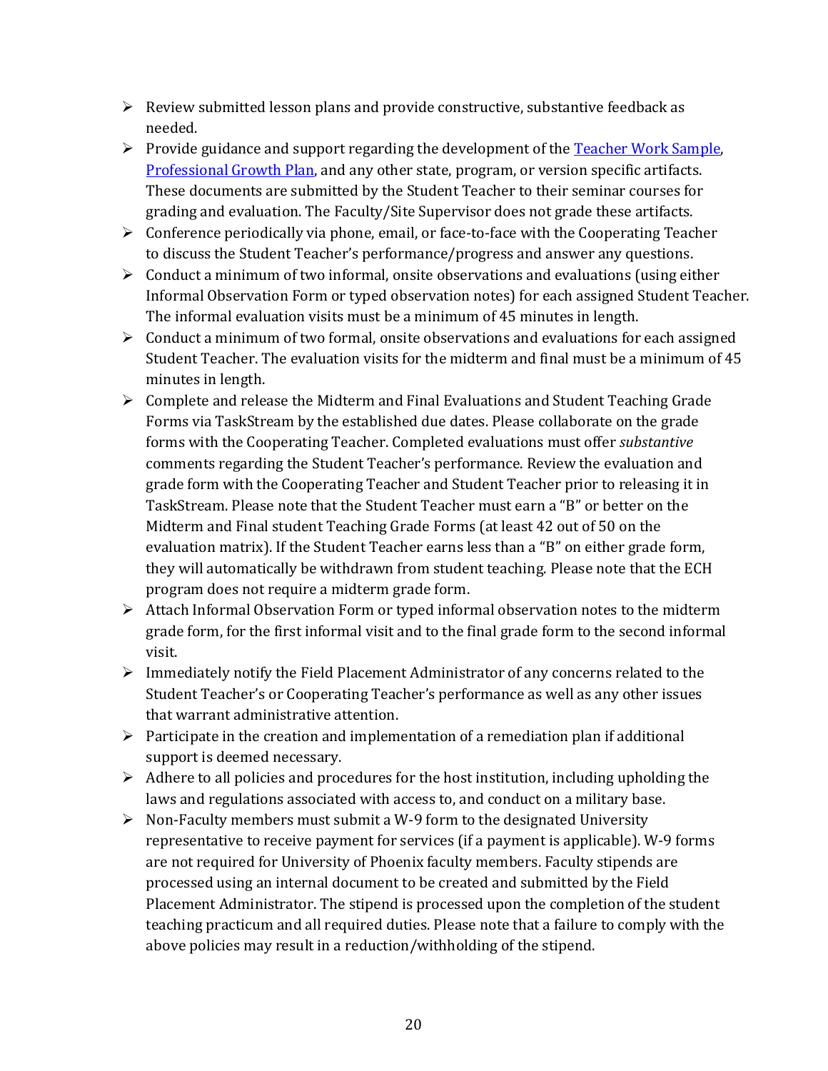- Review submitted lesson plans and provide constructive, substantive feedback as needed.
- Provide guidance and support regarding the development of the Teacher Work Sample, Professional Growth Plan, and any other state, program, or version specific artifacts. These documents are submitted by the Student Teacher to their seminar courses for grading and evaluation. The Faculty/Site Supervisor does not grade these artifacts.
- Conference periodically via phone, email, or face-to-face with the Cooperating Teacher to discuss the Student Teacher's performance/progress and answer any questions.
- Conduct a minimum of two informal, onsite observations and evaluations (using either Informal Observation Form or typed observation notes) for each assigned Student Teacher. The informal evaluation visits must be a minimum of 45 minutes in length.
- Conduct a minimum of two formal, onsite observations and evaluations for each assigned Student Teacher. The evaluation visits for the midterm and final must be a minimum of 45 minutes in length.
- Complete and release the Midterm and Final Evaluations and Student Teaching Grade Forms via TaskStream by the established due dates. Please collaborate on the grade forms with the Cooperating Teacher. Completed evaluations must offer *substantive* comments regarding the Student Teacher's performance. Review the evaluation and grade form with the Cooperating Teacher and Student Teacher prior to releasing it in TaskStream. Please note that the Student Teacher must earn a "B" or better on the Midterm and Final student Teaching Grade Forms (at least 42 out of 50 on the evaluation matrix). If the Student Teacher earns less than a "B" on either grade form, they will automatically be withdrawn from student teaching. Please note that the ECH program does not require a midterm grade form.
- Attach Informal Observation Form or typed informal observation notes to the midterm grade form, for the first informal visit and to the final grade form to the second informal visit.
- Immediately notify the Field Placement Administrator of any concerns related to the Student Teacher's or Cooperating Teacher's performance as well as any other issues that warrant administrative attention.
- Participate in the creation and implementation of a remediation plan if additional support is deemed necessary.
- Adhere to all policies and procedures for the host institution, including upholding the laws and regulations associated with access to, and conduct on a military base.
- Non-Faculty members must submit a W-9 form to the designated University representative to receive payment for services (if a payment is applicable). W-9 forms are not required for University of Phoenix faculty members. Faculty stipends are processed using an internal document to be created and submitted by the Field Placement Administrator. The stipend is processed upon the completion of the student teaching practicum and all required duties. Please note that a failure to comply with the above policies may result in a reduction/withholding of the stipend.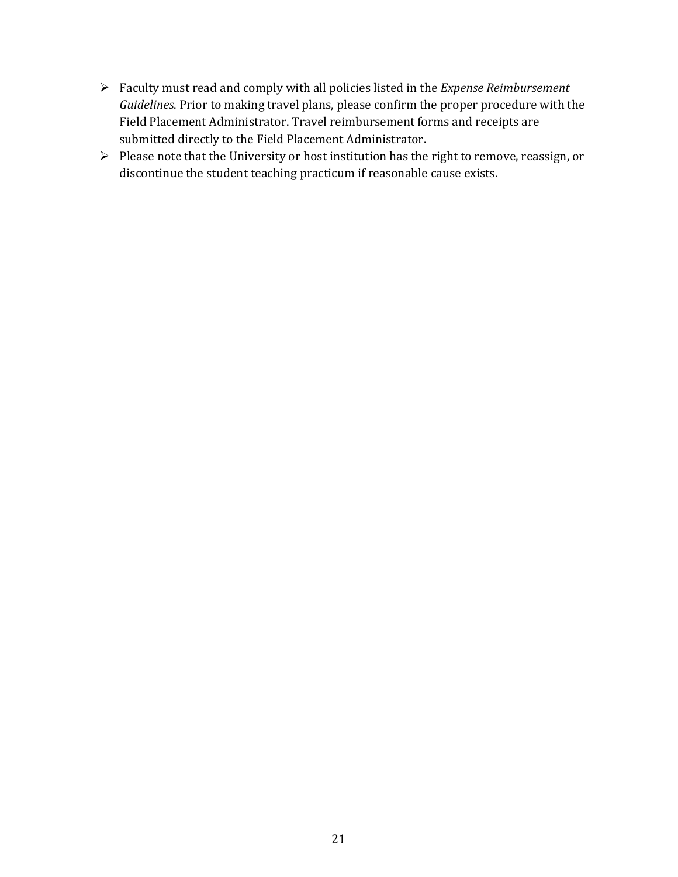- Faculty must read and comply with all policies listed in the *Expense Reimbursement Guidelines*. Prior to making travel plans, please confirm the proper procedure with the Field Placement Administrator. Travel reimbursement forms and receipts are submitted directly to the Field Placement Administrator.
- Please note that the University or host institution has the right to remove, reassign, or discontinue the student teaching practicum if reasonable cause exists.